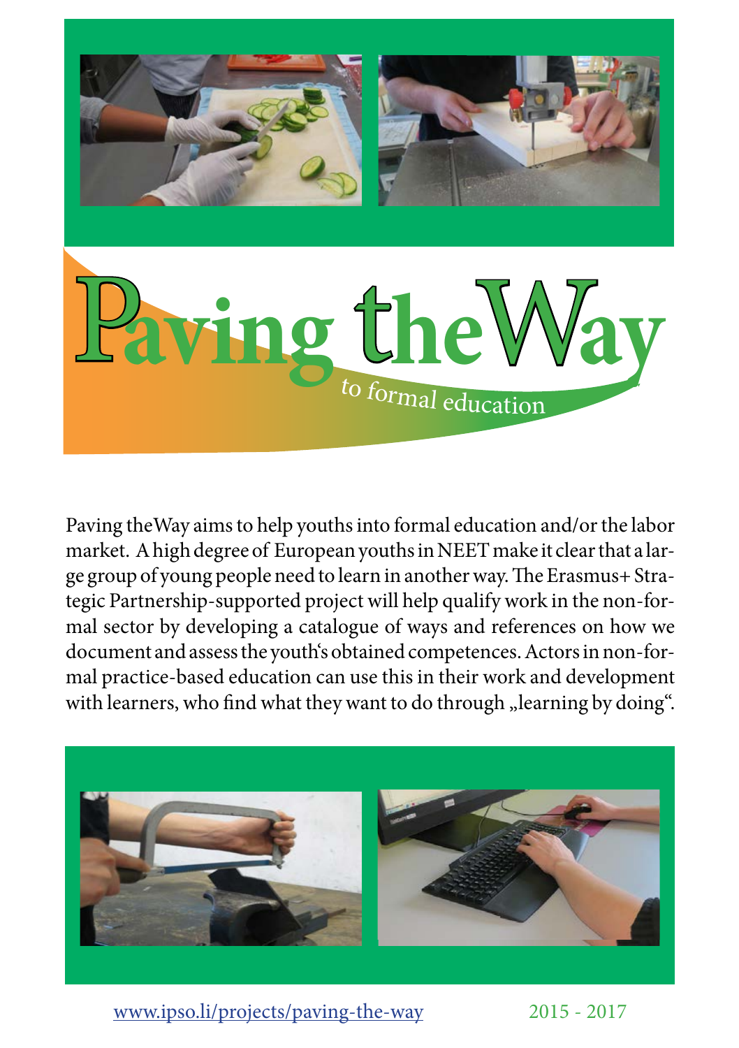# Paving theWay

to formal education

Paving theWay aims to help youths into formal education and/or the labor market. A high degree of European youths in NEET make it clear that a large group of young people need to learn in another way. The Erasmus+ Strategic Partnership-supported project will help qualify work in the non-formal sector by developing a catalogue of ways and references on how we document and assess the youth's obtained competences. Actors in non-formal practice-based education can use this in their work and development with learners, who find what they want to do through „learning by doing".

www.ipso.li/projects/paving-the-way

2015 - 2017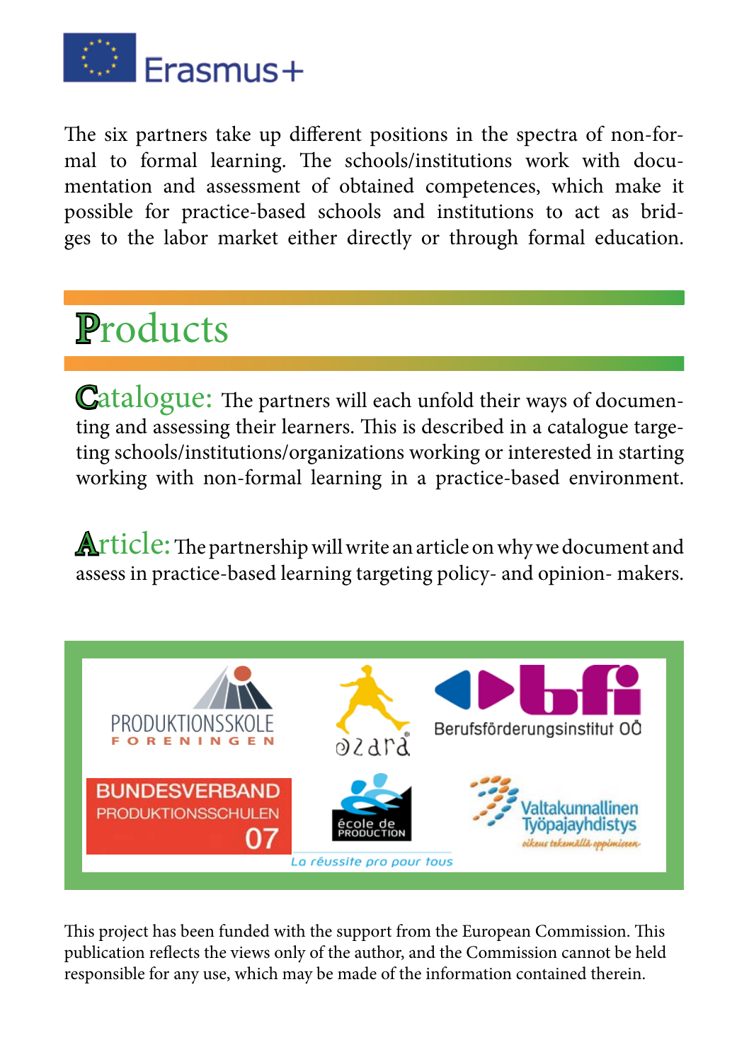Erasmus+

The six partners take up different positions in the spectra of non-formal to formal learning. The schools/institutions work with documentation and assessment of obtained competences, which make it possible for practice-based schools and institutions to act as bridges to the labor market either directly or through formal education.

# Products

**Catalogue:** The partners will each unfold their ways of documenting and assessing their learners. This is described in a catalogue targeting schools/institutions/organizations working or interested in starting working with non-formal learning in a practice-based environment.

**Article:** The partnership will write an article on why we document and assess in practice-based learning targeting policy- and opinion- makers.

PRODUKTIONSSKOLE FORENINGEN

ozara

bfi Berufsförderungsinstitut OÖ

BUNDESVERBAND PRODUKTIONSSCHULEN 07

école de PRODUCTION
La réussite pro pour tous

Valtakunnallinen Työpajayhdistys
oikeus tekemällä oppimiseen

This project has been funded with the support from the European Commission. This publication reflects the views only of the author, and the Commission cannot be held responsible for any use, which may be made of the information contained therein.